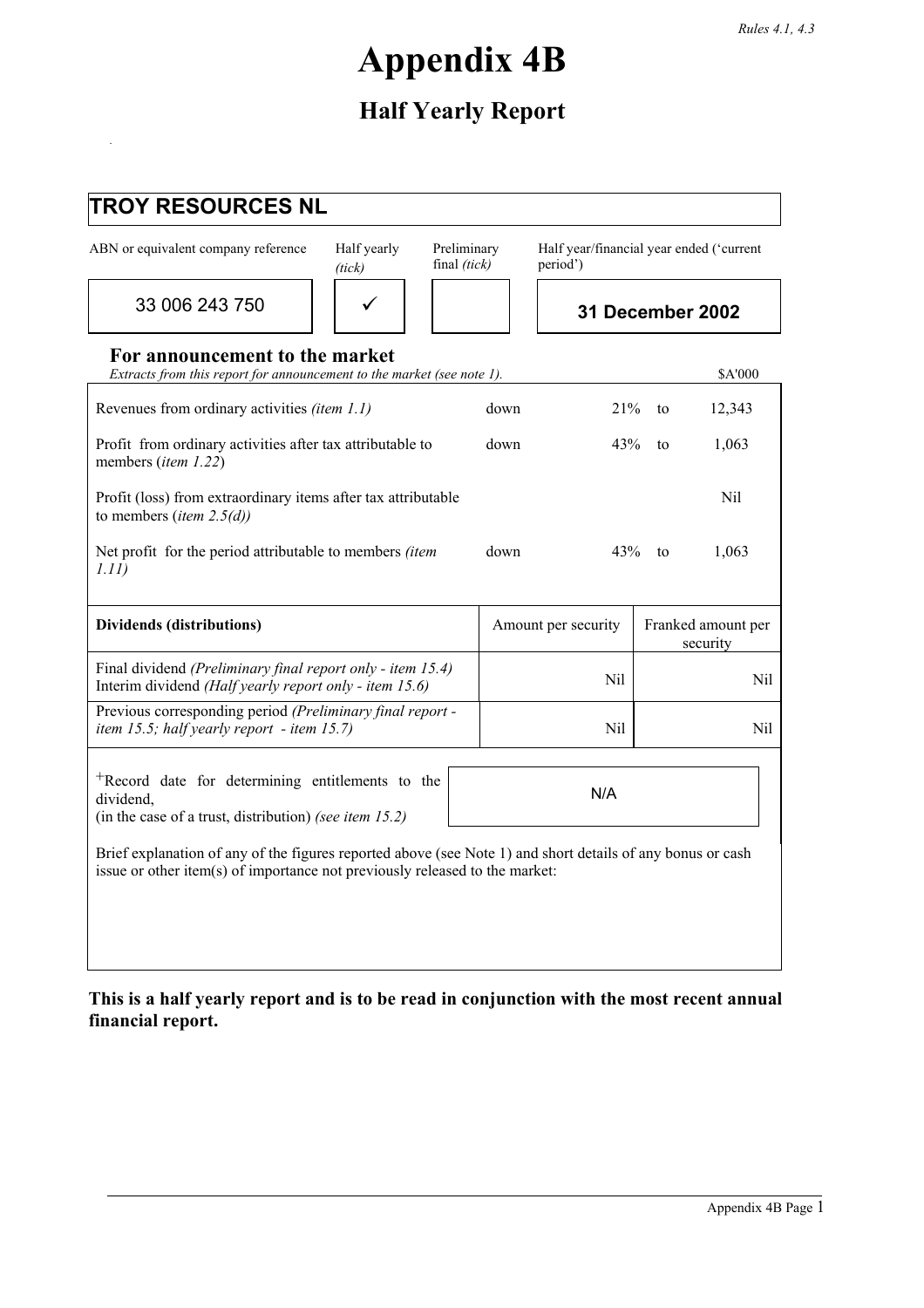Rules 4.1, 4.3

# Appendix 4B

## Half Yearly Report

| TROY RESOURCES NL | | | |
|---|---|---|---|
| ABN or equivalent company reference | Half yearly *(tick)* | Preliminary final *(tick)* | Half year/financial year ended ('current period') |
| 33 006 243 750 | ✓ | | **31 December 2002** |

### For announcement to the market

*Extracts from this report for announcement to the market (see note 1).*

| | | | | $A'000 |
|---|---|---|---|---|
| Revenues from ordinary activities *(item 1.1)* | down | 21% | to | 12,343 |
| Profit from ordinary activities after tax attributable to members (*item 1.22*) | down | 43% | to | 1,063 |
| Profit (loss) from extraordinary items after tax attributable to members (*item 2.5(d))* | | | | Nil |
| Net profit for the period attributable to members *(item 1.11)* | down | 43% | to | 1,063 |

| **Dividends (distributions)** | Amount per security | Franked amount per security |
|---|---|---|
| Final dividend *(Preliminary final report only - item 15.4)*<br>Interim dividend *(Half yearly report only - item 15.6)* | Nil | Nil |
| Previous corresponding period *(Preliminary final report - item 15.5; half yearly report - item 15.7)* | Nil | Nil |

| +Record date for determining entitlements to the dividend,<br>(in the case of a trust, distribution) *(see item 15.2)* | N/A |
|---|---|

Brief explanation of any of the figures reported above (see Note 1) and short details of any bonus or cash issue or other item(s) of importance not previously released to the market:

**This is a half yearly report and is to be read in conjunction with the most recent annual financial report.**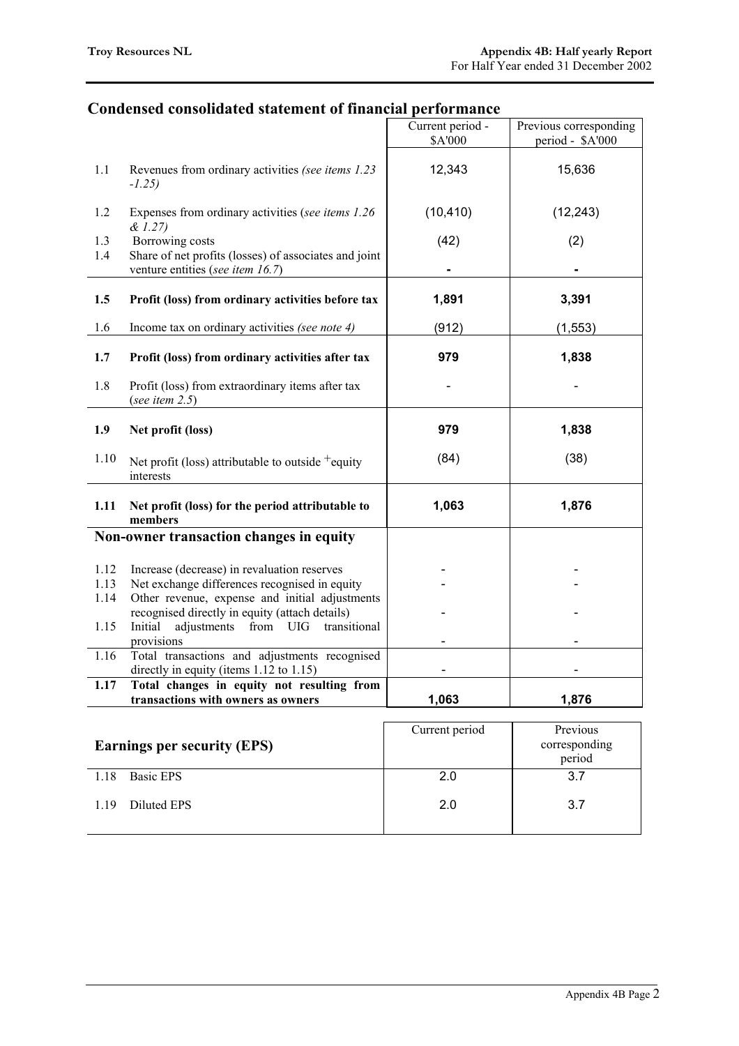## Condensed consolidated statement of financial performance

| | | Current period - $A'000 | Previous corresponding period - $A'000 |
|---|---|---|---|
| 1.1 | Revenues from ordinary activities *(see items 1.23 -1.25)* | 12,343 | 15,636 |
| 1.2 | Expenses from ordinary activities (*see items 1.26 & 1.27)* | (10,410) | (12,243) |
| 1.3 | Borrowing costs | (42) | (2) |
| 1.4 | Share of net profits (losses) of associates and joint venture entities (*see item 16.7*) | - | - |
| **1.5** | **Profit (loss) from ordinary activities before tax** | **1,891** | **3,391** |
| 1.6 | Income tax on ordinary activities *(see note 4)* | (912) | (1,553) |
| **1.7** | **Profit (loss) from ordinary activities after tax** | **979** | **1,838** |
| 1.8 | Profit (loss) from extraordinary items after tax (*see item 2.5*) | - | - |
| **1.9** | **Net profit (loss)** | **979** | **1,838** |
| 1.10 | Net profit (loss) attributable to outside +equity interests | (84) | (38) |
| **1.11** | **Net profit (loss) for the period attributable to members** | **1,063** | **1,876** |
| | **Non-owner transaction changes in equity** | | |
| 1.12 | Increase (decrease) in revaluation reserves | - | - |
| 1.13 | Net exchange differences recognised in equity | - | - |
| 1.14 | Other revenue, expense and initial adjustments recognised directly in equity (attach details) | - | - |
| 1.15 | Initial adjustments from UIG transitional provisions | - | - |
| 1.16 | Total transactions and adjustments recognised directly in equity (items 1.12 to 1.15) | - | - |
| **1.17** | **Total changes in equity not resulting from transactions with owners as owners** | **1,063** | **1,876** |

| **Earnings per security (EPS)** | Current period | Previous corresponding period |
|---|---|---|
| 1.18 Basic EPS | 2.0 | 3.7 |
| 1.19 Diluted EPS | 2.0 | 3.7 |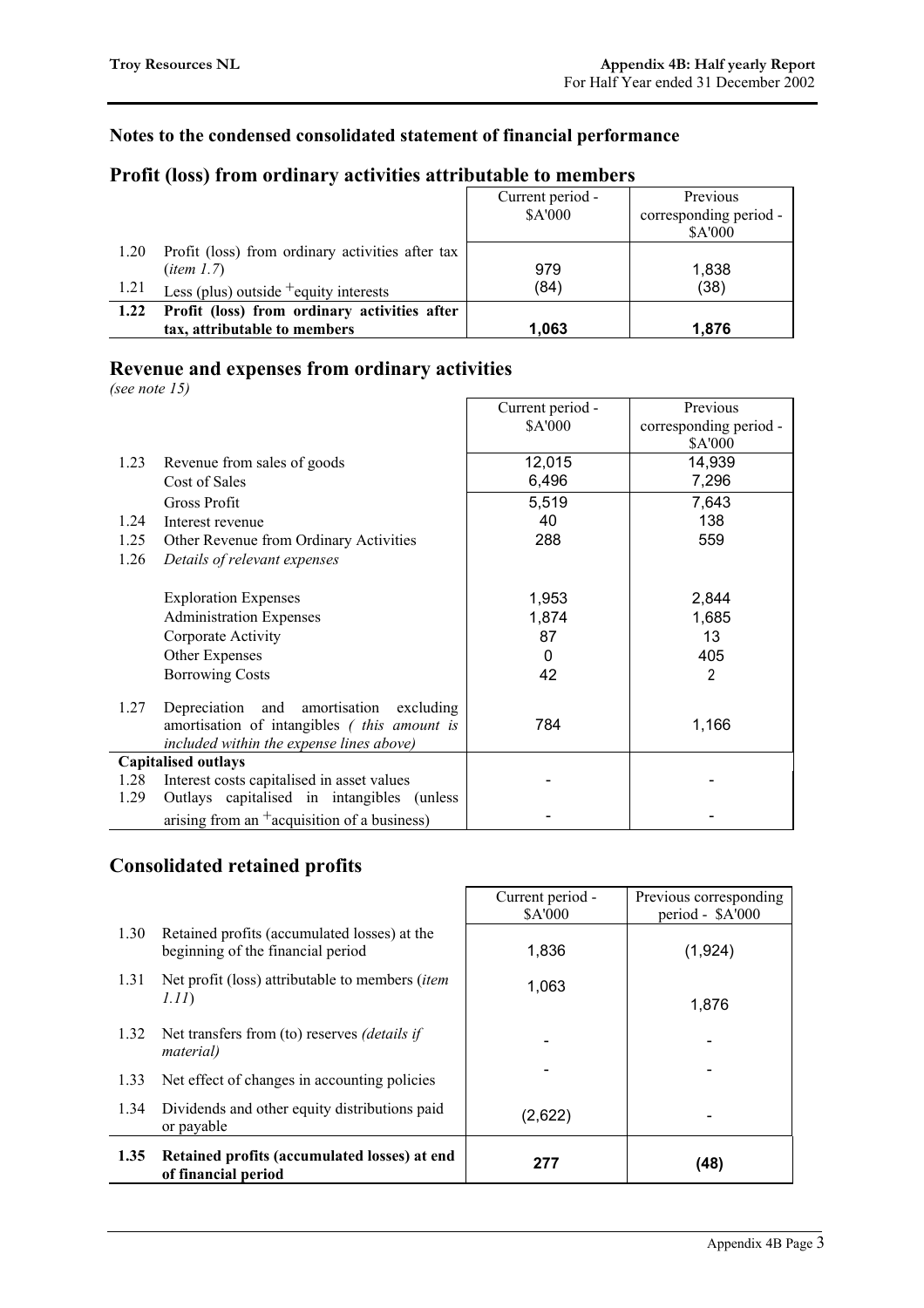### Notes to the condensed consolidated statement of financial performance

## Profit (loss) from ordinary activities attributable to members

| | | Current period - $A'000 | Previous corresponding period - $A'000 |
|---|---|---|---|
| 1.20 | Profit (loss) from ordinary activities after tax (*item 1.7*) | 979 | 1,838 |
| 1.21 | Less (plus) outside +equity interests | (84) | (38) |
| **1.22** | **Profit (loss) from ordinary activities after tax, attributable to members** | **1,063** | **1,876** |

## Revenue and expenses from ordinary activities

*(see note 15)*

| | | Current period - $A'000 | Previous corresponding period - $A'000 |
|---|---|---|---|
| 1.23 | Revenue from sales of goods | 12,015 | 14,939 |
| | Cost of Sales | 6,496 | 7,296 |
| | Gross Profit | 5,519 | 7,643 |
| 1.24 | Interest revenue | 40 | 138 |
| 1.25 | Other Revenue from Ordinary Activities | 288 | 559 |
| 1.26 | *Details of relevant expenses* | | |
| | Exploration Expenses | 1,953 | 2,844 |
| | Administration Expenses | 1,874 | 1,685 |
| | Corporate Activity | 87 | 13 |
| | Other Expenses | 0 | 405 |
| | Borrowing Costs | 42 | 2 |
| 1.27 | Depreciation and amortisation excluding amortisation of intangibles *( this amount is included within the expense lines above)* | 784 | 1,166 |
| | **Capitalised outlays** | | |
| 1.28 | Interest costs capitalised in asset values | - | - |
| 1.29 | Outlays capitalised in intangibles (unless arising from an +acquisition of a business) | - | - |

## Consolidated retained profits

| | | Current period - $A'000 | Previous corresponding period - $A'000 |
|---|---|---|---|
| 1.30 | Retained profits (accumulated losses) at the beginning of the financial period | 1,836 | (1,924) |
| 1.31 | Net profit (loss) attributable to members (*item 1.11*) | 1,063 | 1,876 |
| 1.32 | Net transfers from (to) reserves *(details if material)* | - | - |
| 1.33 | Net effect of changes in accounting policies | - | - |
| 1.34 | Dividends and other equity distributions paid or payable | (2,622) | - |
| **1.35** | **Retained profits (accumulated losses) at end of financial period** | **277** | **(48)** |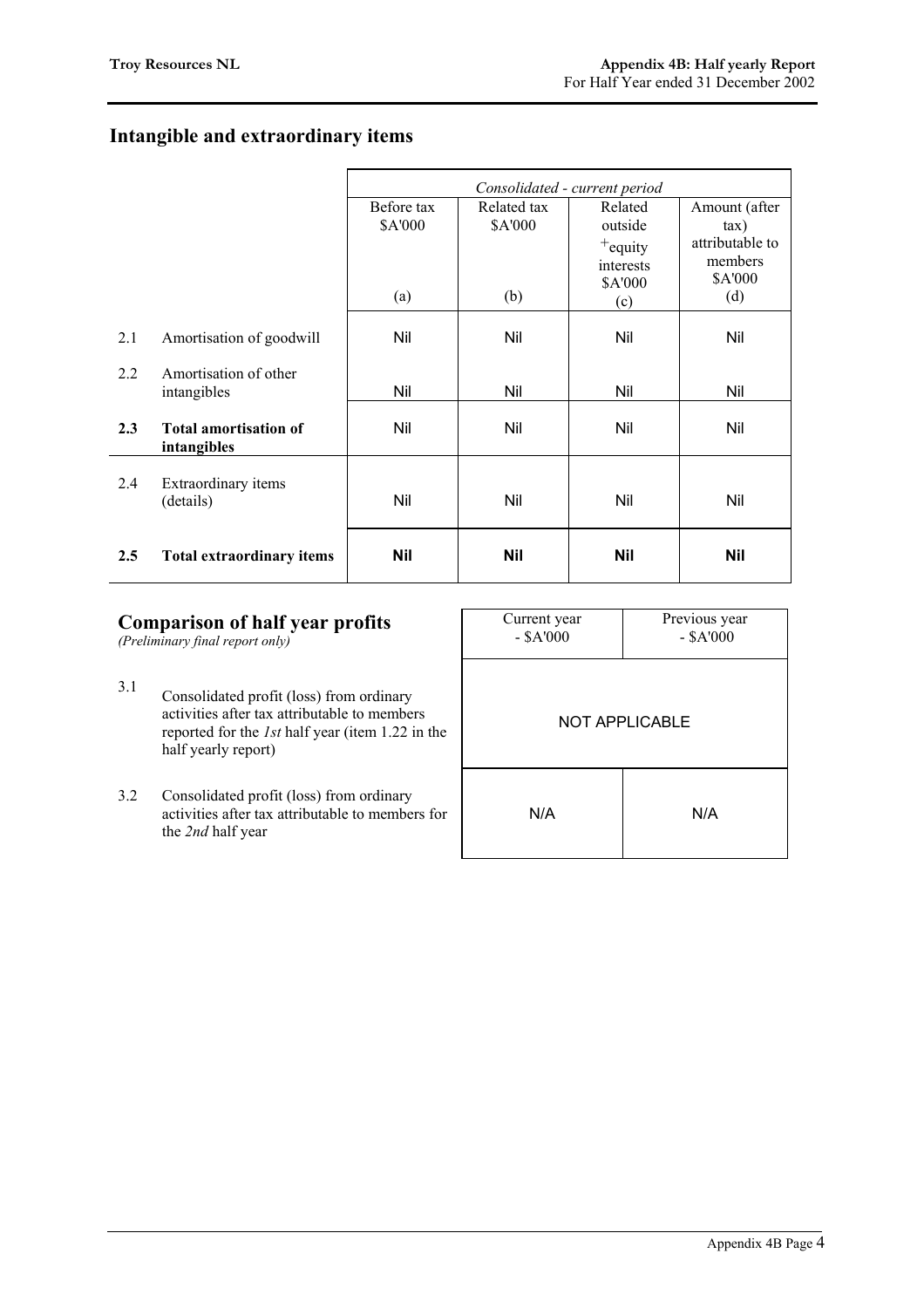## Intangible and extraordinary items

| | | *Consolidated - current period* | | | |
|---|---|---|---|---|---|
| | | Before tax \$A'000 (a) | Related tax \$A'000 (b) | Related outside +equity interests \$A'000 (c) | Amount (after tax) attributable to members \$A'000 (d) |
| 2.1 | Amortisation of goodwill | Nil | Nil | Nil | Nil |
| 2.2 | Amortisation of other intangibles | Nil | Nil | Nil | Nil |
| **2.3** | **Total amortisation of intangibles** | Nil | Nil | Nil | Nil |
| 2.4 | Extraordinary items (details) | Nil | Nil | Nil | Nil |
| **2.5** | **Total extraordinary items** | **Nil** | **Nil** | **Nil** | **Nil** |

## Comparison of half year profits

*(Preliminary final report only)*

| | | Current year - \$A'000 | Previous year - \$A'000 |
|---|---|---|---|
| 3.1 | Consolidated profit (loss) from ordinary activities after tax attributable to members reported for the *1st* half year (item 1.22 in the half yearly report) | NOT APPLICABLE | |
| 3.2 | Consolidated profit (loss) from ordinary activities after tax attributable to members for the *2nd* half year | N/A | N/A |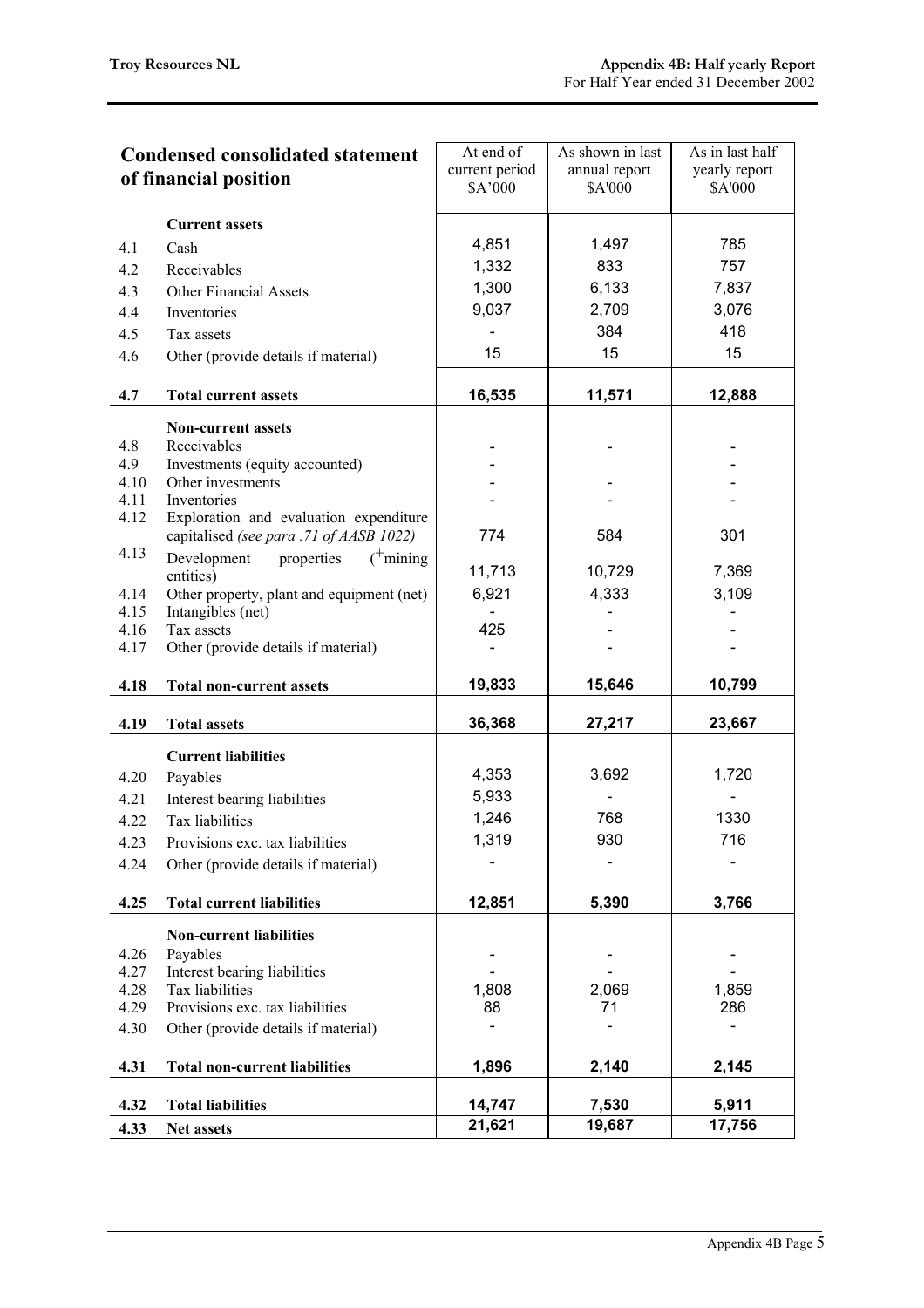| | **Condensed consolidated statement of financial position** | At end of current period \$A'000 | As shown in last annual report \$A'000 | As in last half yearly report \$A'000 |
|---|---|---|---|---|
| | **Current assets** | | | |
| 4.1 | Cash | 4,851 | 1,497 | 785 |
| 4.2 | Receivables | 1,332 | 833 | 757 |
| 4.3 | Other Financial Assets | 1,300 | 6,133 | 7,837 |
| 4.4 | Inventories | 9,037 | 2,709 | 3,076 |
| 4.5 | Tax assets | - | 384 | 418 |
| 4.6 | Other (provide details if material) | 15 | 15 | 15 |
| **4.7** | **Total current assets** | **16,535** | **11,571** | **12,888** |
| | **Non-current assets** | | | |
| 4.8 | Receivables | - | - | - |
| 4.9 | Investments (equity accounted) | - | | - |
| 4.10 | Other investments | - | - | - |
| 4.11 | Inventories | - | - | - |
| 4.12 | Exploration and evaluation expenditure capitalised *(see para .71 of AASB 1022)* | 774 | 584 | 301 |
| 4.13 | Development properties (+mining entities) | 11,713 | 10,729 | 7,369 |
| 4.14 | Other property, plant and equipment (net) | 6,921 | 4,333 | 3,109 |
| 4.15 | Intangibles (net) | - | - | - |
| 4.16 | Tax assets | 425 | - | - |
| 4.17 | Other (provide details if material) | - | - | - |
| **4.18** | **Total non-current assets** | **19,833** | **15,646** | **10,799** |
| **4.19** | **Total assets** | **36,368** | **27,217** | **23,667** |
| | **Current liabilities** | | | |
| 4.20 | Payables | 4,353 | 3,692 | 1,720 |
| 4.21 | Interest bearing liabilities | 5,933 | - | - |
| 4.22 | Tax liabilities | 1,246 | 768 | 1330 |
| 4.23 | Provisions exc. tax liabilities | 1,319 | 930 | 716 |
| 4.24 | Other (provide details if material) | - | - | - |
| **4.25** | **Total current liabilities** | **12,851** | **5,390** | **3,766** |
| | **Non-current liabilities** | | | |
| 4.26 | Payables | - | - | - |
| 4.27 | Interest bearing liabilities | - | - | - |
| 4.28 | Tax liabilities | 1,808 | 2,069 | 1,859 |
| 4.29 | Provisions exc. tax liabilities | 88 | 71 | 286 |
| 4.30 | Other (provide details if material) | - | - | - |
| **4.31** | **Total non-current liabilities** | **1,896** | **2,140** | **2,145** |
| **4.32** | **Total liabilities** | **14,747** | **7,530** | **5,911** |
| **4.33** | **Net assets** | **21,621** | **19,687** | **17,756** |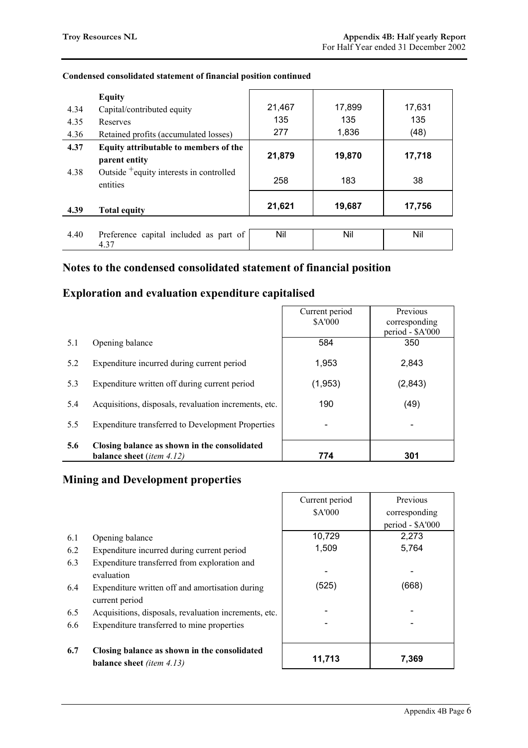**Condensed consolidated statement of financial position continued**

| | | | | |
|---|---|---|---|---|
| | **Equity** | | | |
| 4.34 | Capital/contributed equity | 21,467 | 17,899 | 17,631 |
| 4.35 | Reserves | 135 | 135 | 135 |
| 4.36 | Retained profits (accumulated losses) | 277 | 1,836 | (48) |
| **4.37** | **Equity attributable to members of the parent entity** | **21,879** | **19,870** | **17,718** |
| 4.38 | Outside +equity interests in controlled entities | 258 | 183 | 38 |
| **4.39** | **Total equity** | **21,621** | **19,687** | **17,756** |
| 4.40 | Preference capital included as part of 4.37 | Nil | Nil | Nil |

## Notes to the condensed consolidated statement of financial position

## Exploration and evaluation expenditure capitalised

| | | Current period $A'000 | Previous corresponding period - $A'000 |
|---|---|---|---|
| 5.1 | Opening balance | 584 | 350 |
| 5.2 | Expenditure incurred during current period | 1,953 | 2,843 |
| 5.3 | Expenditure written off during current period | (1,953) | (2,843) |
| 5.4 | Acquisitions, disposals, revaluation increments, etc. | 190 | (49) |
| 5.5 | Expenditure transferred to Development Properties | - | - |
| **5.6** | **Closing balance as shown in the consolidated balance sheet** (*item 4.12*) | **774** | **301** |

## Mining and Development properties

| | | Current period $A'000 | Previous corresponding period - $A'000 |
|---|---|---|---|
| 6.1 | Opening balance | 10,729 | 2,273 |
| 6.2 | Expenditure incurred during current period | 1,509 | 5,764 |
| 6.3 | Expenditure transferred from exploration and evaluation | - | - |
| 6.4 | Expenditure written off and amortisation during current period | (525) | (668) |
| 6.5 | Acquisitions, disposals, revaluation increments, etc. | - | - |
| 6.6 | Expenditure transferred to mine properties | - | - |
| **6.7** | **Closing balance as shown in the consolidated balance sheet** *(item 4.13)* | **11,713** | **7,369** |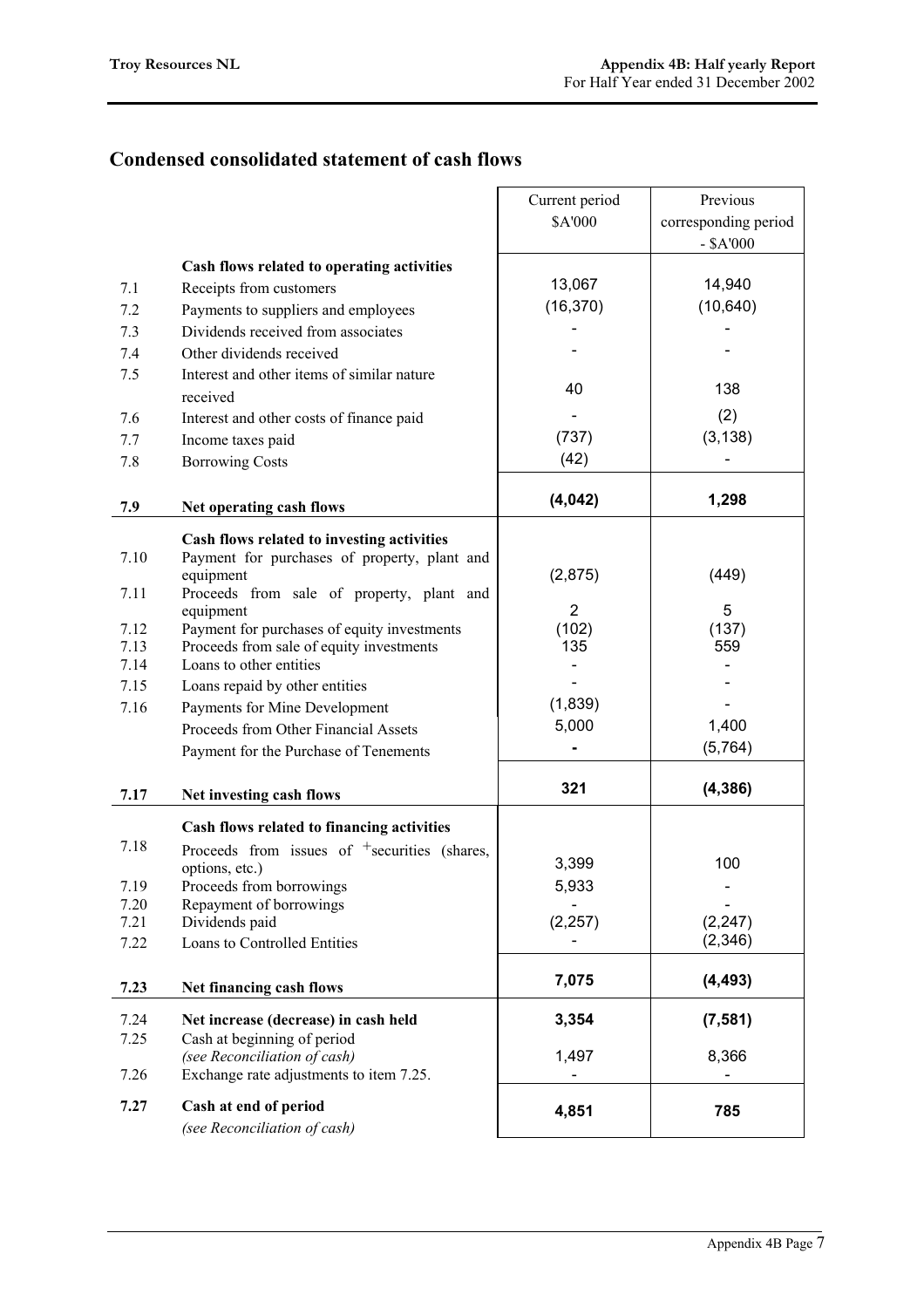## Condensed consolidated statement of cash flows

| | | Current period $A'000 | Previous corresponding period - $A'000 |
|---|---|---|---|
| | **Cash flows related to operating activities** | | |
| 7.1 | Receipts from customers | 13,067 | 14,940 |
| 7.2 | Payments to suppliers and employees | (16,370) | (10,640) |
| 7.3 | Dividends received from associates | - | - |
| 7.4 | Other dividends received | - | - |
| 7.5 | Interest and other items of similar nature received | 40 | 138 |
| 7.6 | Interest and other costs of finance paid | - | (2) |
| 7.7 | Income taxes paid | (737) | (3,138) |
| 7.8 | Borrowing Costs | (42) | - |
| **7.9** | **Net operating cash flows** | **(4,042)** | **1,298** |
| | **Cash flows related to investing activities** | | |
| 7.10 | Payment for purchases of property, plant and equipment | (2,875) | (449) |
| 7.11 | Proceeds from sale of property, plant and equipment | 2 | 5 |
| 7.12 | Payment for purchases of equity investments | (102) | (137) |
| 7.13 | Proceeds from sale of equity investments | 135 | 559 |
| 7.14 | Loans to other entities | - | - |
| 7.15 | Loans repaid by other entities | - | - |
| 7.16 | Payments for Mine Development | (1,839) | - |
| | Proceeds from Other Financial Assets | 5,000 | 1,400 |
| | Payment for the Purchase of Tenements | - | (5,764) |
| **7.17** | **Net investing cash flows** | **321** | **(4,386)** |
| | **Cash flows related to financing activities** | | |
| 7.18 | Proceeds from issues of +securities (shares, options, etc.) | 3,399 | 100 |
| 7.19 | Proceeds from borrowings | 5,933 | - |
| 7.20 | Repayment of borrowings | - | - |
| 7.21 | Dividends paid | (2,257) | (2,247) |
| 7.22 | Loans to Controlled Entities | - | (2,346) |
| **7.23** | **Net financing cash flows** | **7,075** | **(4,493)** |
| **7.24** | **Net increase (decrease) in cash held** | **3,354** | **(7,581)** |
| 7.25 | Cash at beginning of period *(see Reconciliation of cash)* | 1,497 | 8,366 |
| 7.26 | Exchange rate adjustments to item 7.25. | - | - |
| **7.27** | **Cash at end of period** *(see Reconciliation of cash)* | **4,851** | **785** |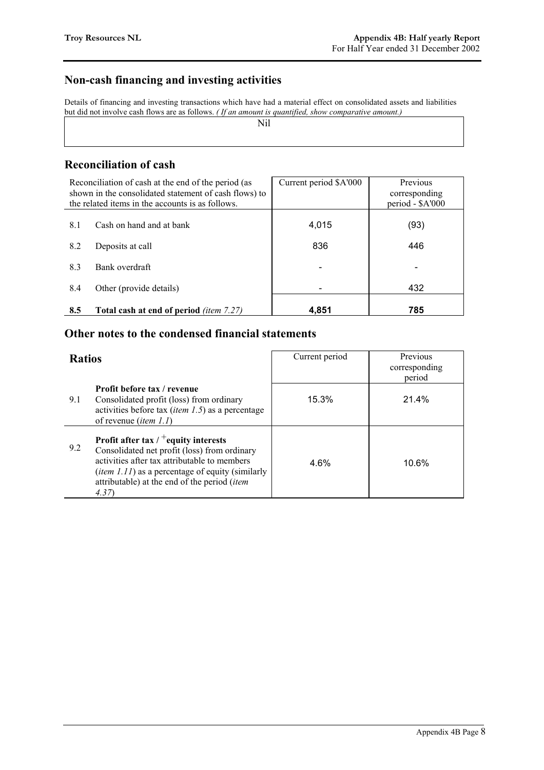## Non-cash financing and investing activities

Details of financing and investing transactions which have had a material effect on consolidated assets and liabilities but did not involve cash flows are as follows. *( If an amount is quantified, show comparative amount.)*

| Nil |
|---|

## Reconciliation of cash

| Reconciliation of cash at the end of the period (as shown in the consolidated statement of cash flows) to the related items in the accounts is as follows. | | Current period $A'000 | Previous corresponding period - $A'000 |
|---|---|---|---|
| 8.1 | Cash on hand and at bank | 4,015 | (93) |
| 8.2 | Deposits at call | 836 | 446 |
| 8.3 | Bank overdraft | - | - |
| 8.4 | Other (provide details) | - | 432 |
| **8.5** | **Total cash at end of period** *(item 7.27)* | **4,851** | **785** |

## Other notes to the condensed financial statements

| **Ratios** | | Current period | Previous corresponding period |
|---|---|---|---|
| 9.1 | **Profit before tax / revenue** Consolidated profit (loss) from ordinary activities before tax (*item 1.5*) as a percentage of revenue (*item 1.1*) | 15.3% | 21.4% |
| 9.2 | **Profit after tax / +equity interests** Consolidated net profit (loss) from ordinary activities after tax attributable to members (*item 1.11*) as a percentage of equity (similarly attributable) at the end of the period (*item 4.37*) | 4.6% | 10.6% |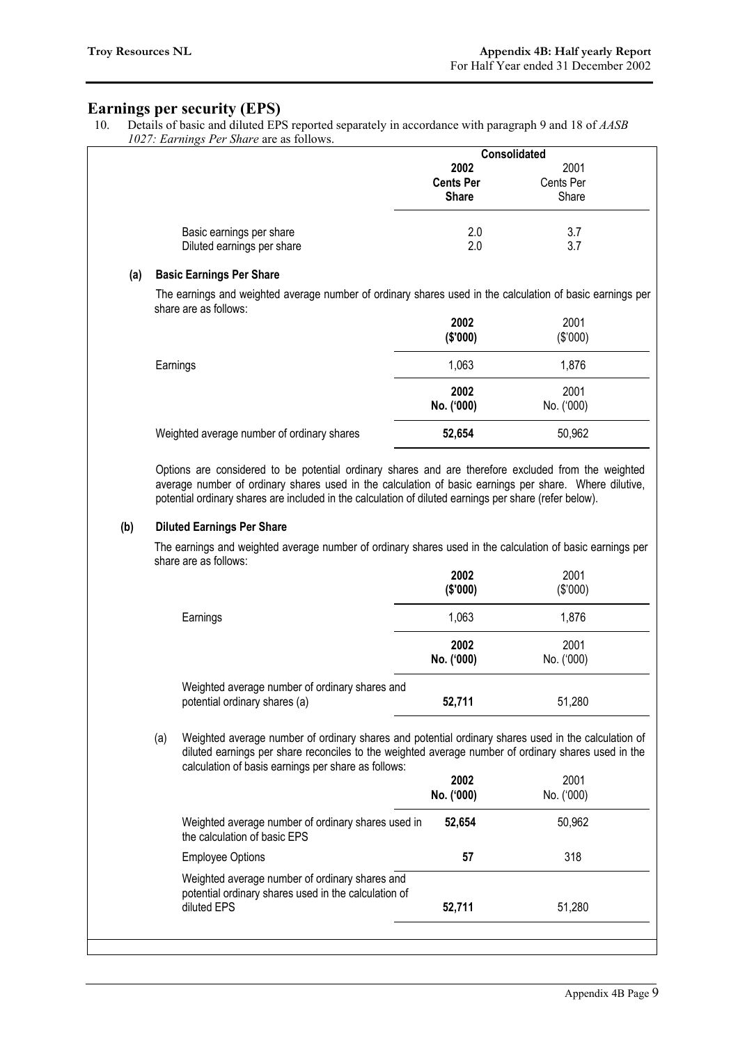## Earnings per security (EPS)

10. Details of basic and diluted EPS reported separately in accordance with paragraph 9 and 18 of *AASB 1027: Earnings Per Share* are as follows.

| | Consolidated | |
|---|---|---|
| | **2002 Cents Per Share** | 2001 Cents Per Share |
| Basic earnings per share | 2.0 | 3.7 |
| Diluted earnings per share | 2.0 | 3.7 |

**(a) Basic Earnings Per Share**

The earnings and weighted average number of ordinary shares used in the calculation of basic earnings per share are as follows:

| | **2002 ($'000)** | 2001 ($'000) |
|---|---|---|
| Earnings | 1,063 | 1,876 |

| | **2002 No. ('000)** | 2001 No. ('000) |
|---|---|---|
| Weighted average number of ordinary shares | **52,654** | 50,962 |

Options are considered to be potential ordinary shares and are therefore excluded from the weighted average number of ordinary shares used in the calculation of basic earnings per share. Where dilutive, potential ordinary shares are included in the calculation of diluted earnings per share (refer below).

**(b) Diluted Earnings Per Share**

The earnings and weighted average number of ordinary shares used in the calculation of basic earnings per share are as follows:

| | **2002 ($'000)** | 2001 ($'000) |
|---|---|---|
| Earnings | 1,063 | 1,876 |

| | **2002 No. ('000)** | 2001 No. ('000) |
|---|---|---|
| Weighted average number of ordinary shares and potential ordinary shares (a) | **52,711** | 51,280 |

(a) Weighted average number of ordinary shares and potential ordinary shares used in the calculation of diluted earnings per share reconciles to the weighted average number of ordinary shares used in the calculation of basis earnings per share as follows:

| | **2002 No. ('000)** | 2001 No. ('000) |
|---|---|---|
| Weighted average number of ordinary shares used in the calculation of basic EPS | **52,654** | 50,962 |
| Employee Options | **57** | 318 |
| Weighted average number of ordinary shares and potential ordinary shares used in the calculation of diluted EPS | **52,711** | 51,280 |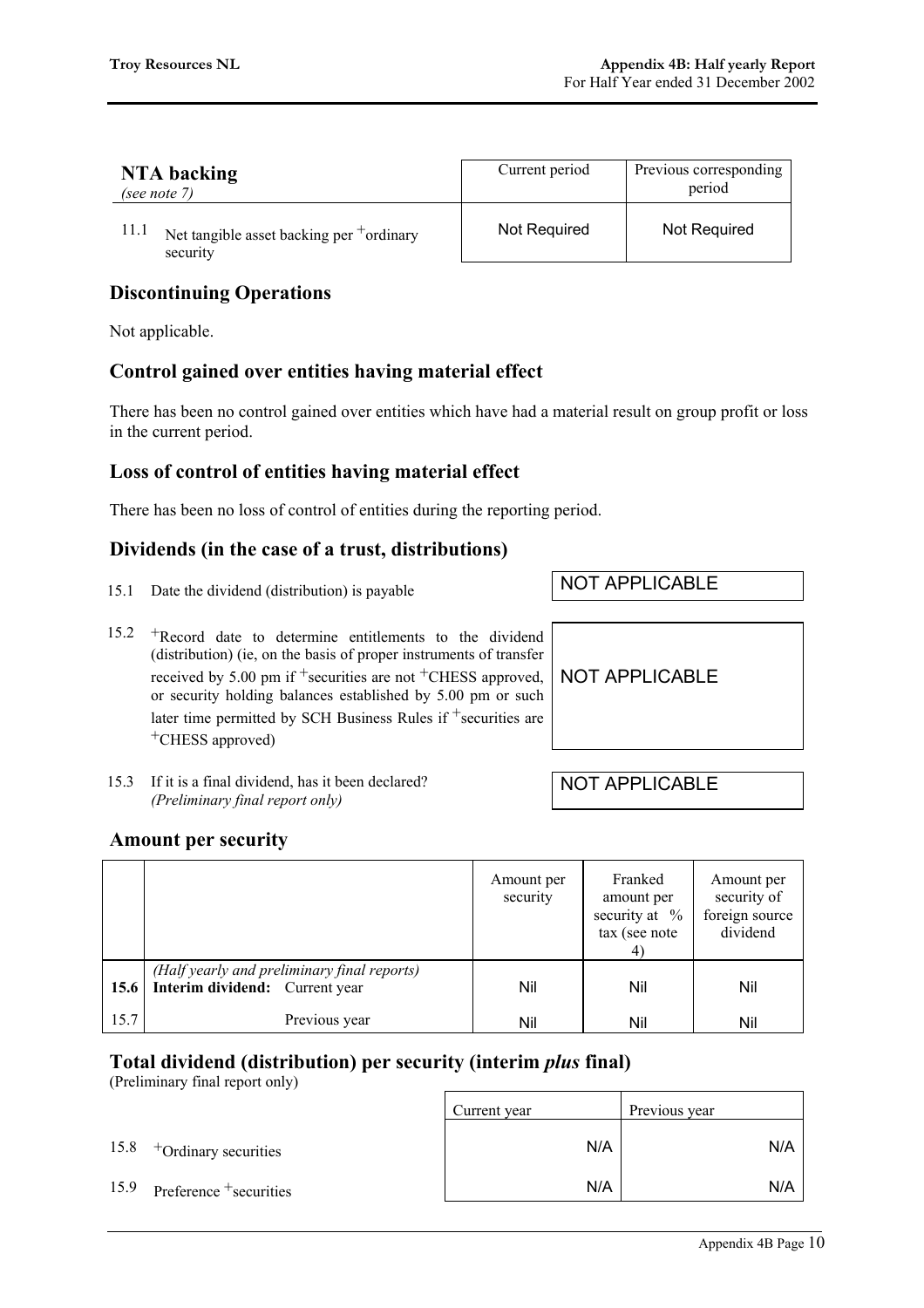| **NTA backing** *(see note 7)* | Current period | Previous corresponding period |
|---|---|---|
| 11.1 Net tangible asset backing per +ordinary security | Not Required | Not Required |

## Discontinuing Operations

Not applicable.

## Control gained over entities having material effect

There has been no control gained over entities which have had a material result on group profit or loss in the current period.

## Loss of control of entities having material effect

There has been no loss of control of entities during the reporting period.

## Dividends (in the case of a trust, distributions)

| | | |
|---|---|---|
| 15.1 | Date the dividend (distribution) is payable | NOT APPLICABLE |
| 15.2 | +Record date to determine entitlements to the dividend (distribution) (ie, on the basis of proper instruments of transfer received by 5.00 pm if +securities are not +CHESS approved, or security holding balances established by 5.00 pm or such later time permitted by SCH Business Rules if +securities are +CHESS approved) | NOT APPLICABLE |
| 15.3 | If it is a final dividend, has it been declared? *(Preliminary final report only)* | NOT APPLICABLE |

## Amount per security

| | | Amount per security | Franked amount per security at % tax (see note 4) | Amount per security of foreign source dividend |
|---|---|---|---|---|
| **15.6** | *(Half yearly and preliminary final reports)* **Interim dividend:** Current year | Nil | Nil | Nil |
| 15.7 | Previous year | Nil | Nil | Nil |

## Total dividend (distribution) per security (interim *plus* final)

(Preliminary final report only)

| | | Current year | Previous year |
|---|---|---|---|
| 15.8 | +Ordinary securities | N/A | N/A |
| 15.9 | Preference +securities | N/A | N/A |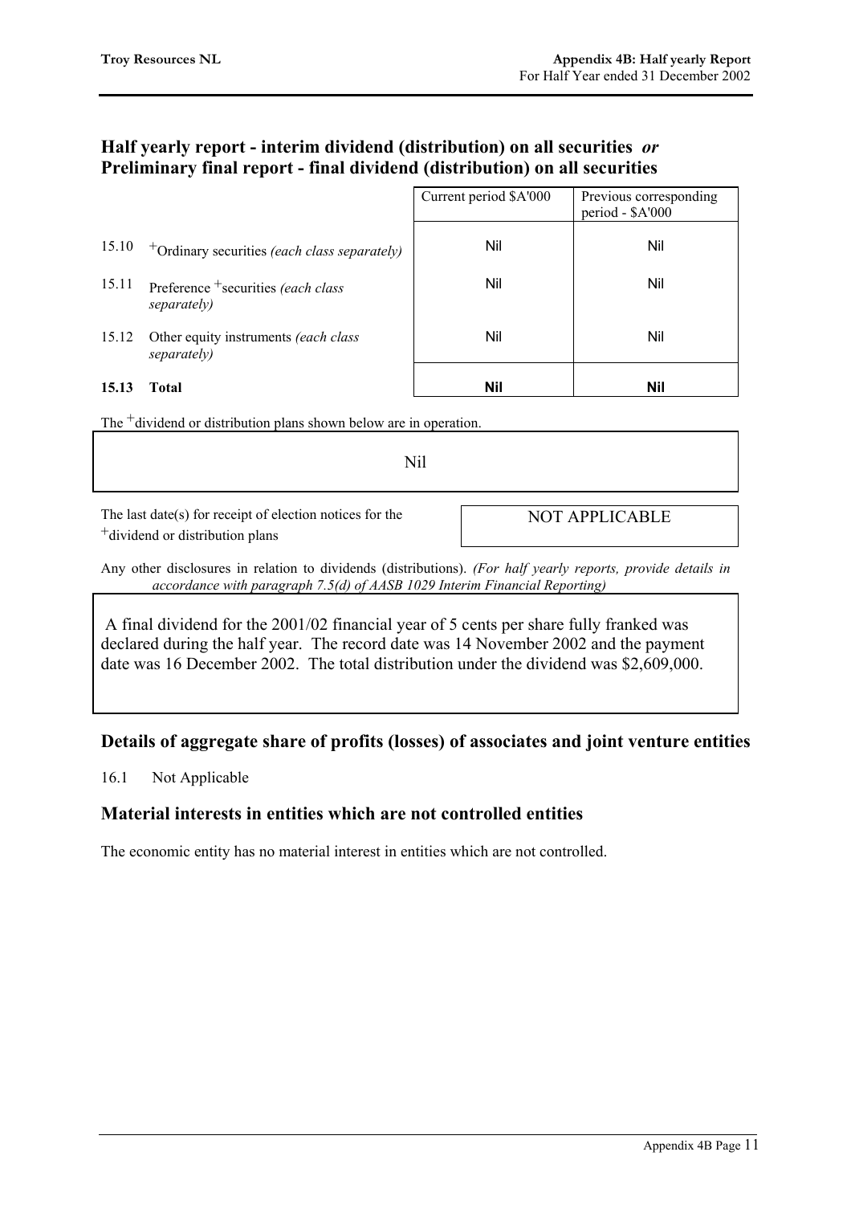## Half yearly report - interim dividend (distribution) on all securities *or* Preliminary final report - final dividend (distribution) on all securities

| | | Current period $A'000 | Previous corresponding period - $A'000 |
|---|---|---|---|
| 15.10 | +Ordinary securities *(each class separately)* | Nil | Nil |
| 15.11 | Preference +securities *(each class separately)* | Nil | Nil |
| 15.12 | Other equity instruments *(each class separately)* | Nil | Nil |
| **15.13** | **Total** | **Nil** | **Nil** |

The +dividend or distribution plans shown below are in operation.

Nil

The last date(s) for receipt of election notices for the +dividend or distribution plans: NOT APPLICABLE

Any other disclosures in relation to dividends (distributions). *(For half yearly reports, provide details in accordance with paragraph 7.5(d) of AASB 1029 Interim Financial Reporting)*

A final dividend for the 2001/02 financial year of 5 cents per share fully franked was declared during the half year. The record date was 14 November 2002 and the payment date was 16 December 2002. The total distribution under the dividend was $2,609,000.

## Details of aggregate share of profits (losses) of associates and joint venture entities

16.1 Not Applicable

## Material interests in entities which are not controlled entities

The economic entity has no material interest in entities which are not controlled.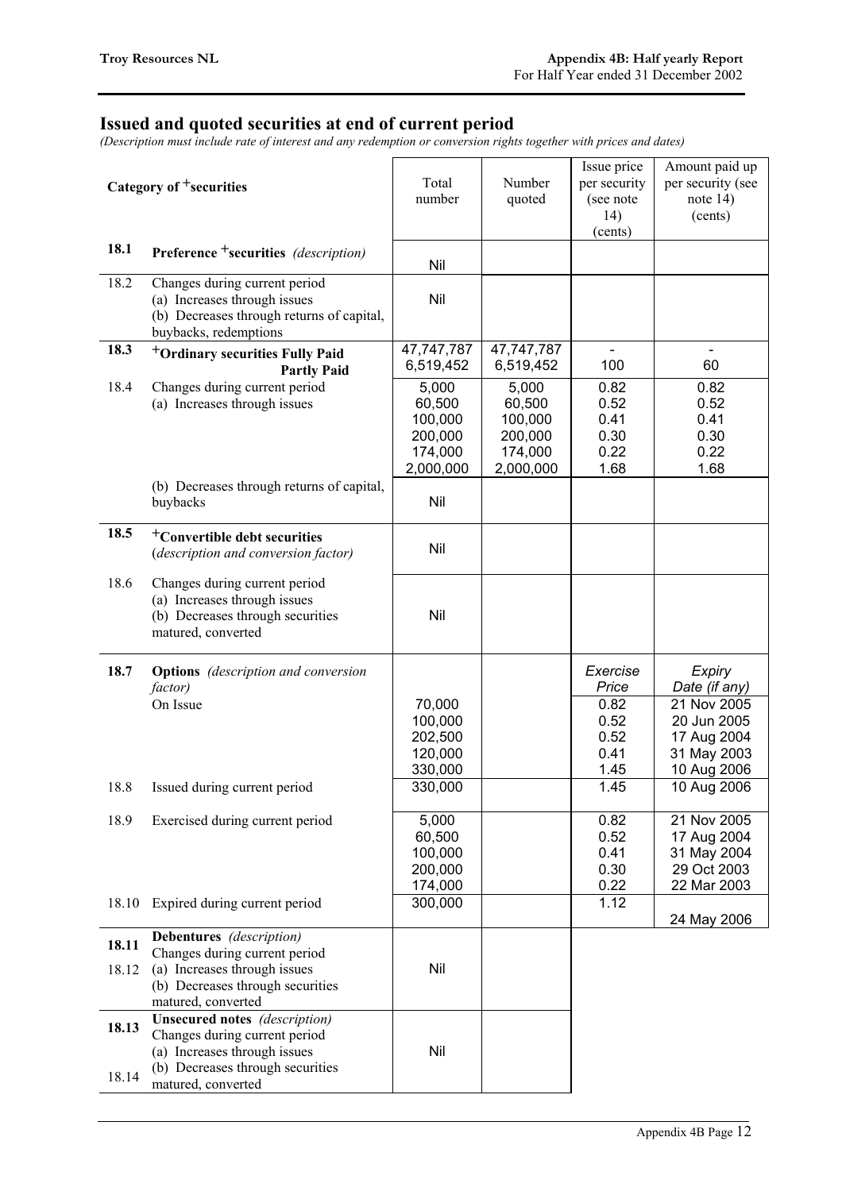## Issued and quoted securities at end of current period

*(Description must include rate of interest and any redemption or conversion rights together with prices and dates)*

| | Category of +securities | Total number | Number quoted | Issue price per security (see note 14) (cents) | Amount paid up per security (see note 14) (cents) |
|---|---|---|---|---|---|
| **18.1** | **Preference +securities** *(description)* | Nil | | | |
| 18.2 | Changes during current period (a) Increases through issues (b) Decreases through returns of capital, buybacks, redemptions | Nil | | | |
| **18.3** | **+Ordinary securities Fully Paid** | 47,747,787 | 47,747,787 | - | - |
| | **Partly Paid** | 6,519,452 | 6,519,452 | 100 | 60 |
| 18.4 | Changes during current period (a) Increases through issues | 5,000 | 5,000 | 0.82 | 0.82 |
| | | 60,500 | 60,500 | 0.52 | 0.52 |
| | | 100,000 | 100,000 | 0.41 | 0.41 |
| | | 200,000 | 200,000 | 0.30 | 0.30 |
| | | 174,000 | 174,000 | 0.22 | 0.22 |
| | | 2,000,000 | 2,000,000 | 1.68 | 1.68 |
| | (b) Decreases through returns of capital, buybacks | Nil | | | |
| **18.5** | **+Convertible debt securities** *(description and conversion factor)* | Nil | | | |
| 18.6 | Changes during current period (a) Increases through issues (b) Decreases through securities matured, converted | Nil | | | |
| **18.7** | **Options** *(description and conversion factor)* | | | *Exercise Price* | *Expiry Date (if any)* |
| | On Issue | 70,000 | | 0.82 | 21 Nov 2005 |
| | | 100,000 | | 0.52 | 20 Jun 2005 |
| | | 202,500 | | 0.52 | 17 Aug 2004 |
| | | 120,000 | | 0.41 | 31 May 2003 |
| | | 330,000 | | 1.45 | 10 Aug 2006 |
| 18.8 | Issued during current period | 330,000 | | 1.45 | 10 Aug 2006 |
| 18.9 | Exercised during current period | 5,000 | | 0.82 | 21 Nov 2005 |
| | | 60,500 | | 0.52 | 17 Aug 2004 |
| | | 100,000 | | 0.41 | 31 May 2004 |
| | | 200,000 | | 0.30 | 29 Oct 2003 |
| | | 174,000 | | 0.22 | 22 Mar 2003 |
| 18.10 | Expired during current period | 300,000 | | 1.12 | 24 May 2006 |
| **18.11** | **Debentures** *(description)* | | | | |
| 18.12 | Changes during current period (a) Increases through issues (b) Decreases through securities matured, converted | Nil | | | |
| **18.13** | **Unsecured notes** *(description)* | | | | |
| 18.14 | Changes during current period (a) Increases through issues (b) Decreases through securities matured, converted | Nil | | | |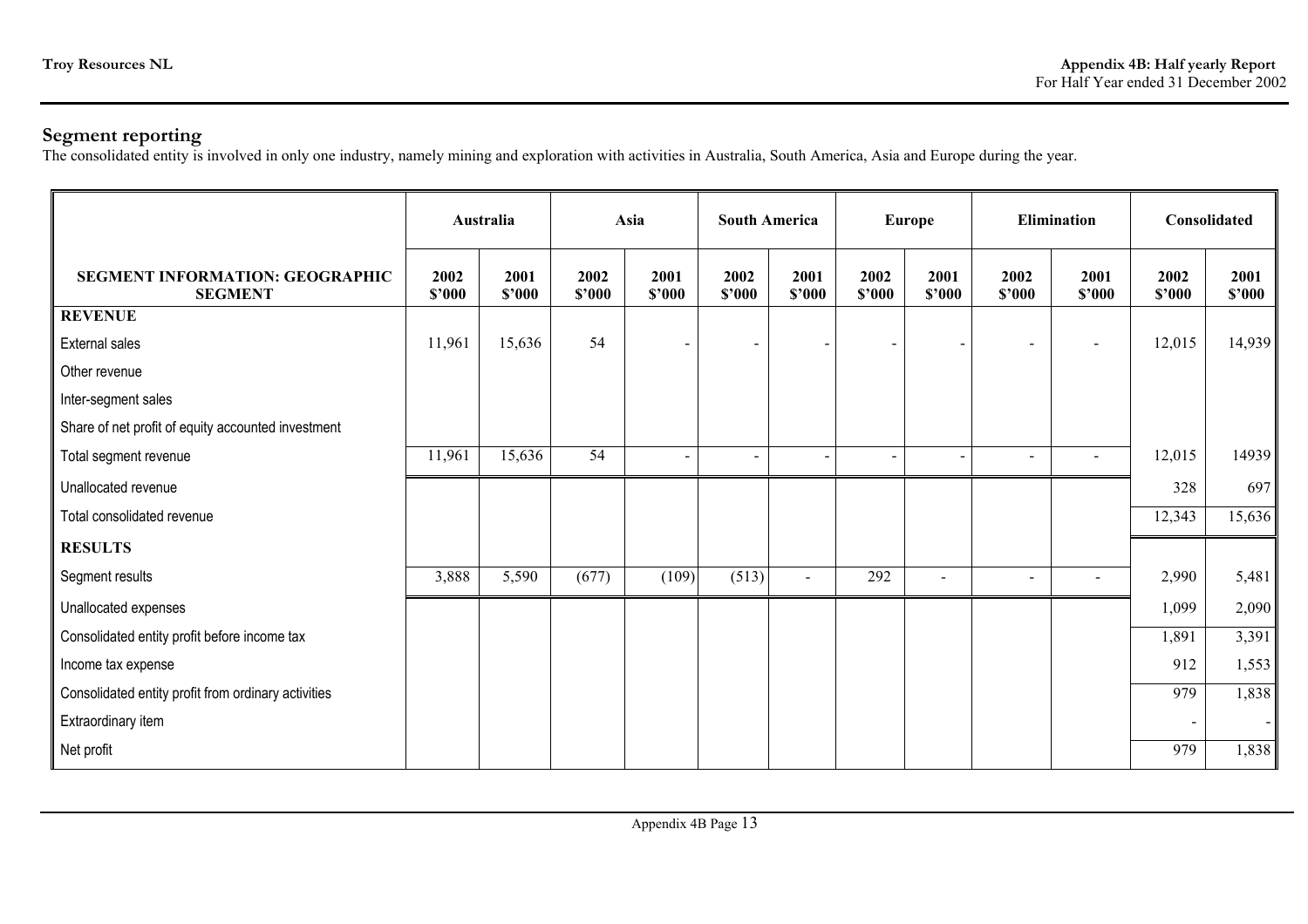## Segment reporting

The consolidated entity is involved in only one industry, namely mining and exploration with activities in Australia, South America, Asia and Europe during the year.

| | Australia | | Asia | | South America | | Europe | | Elimination | | Consolidated | |
|---|---|---|---|---|---|---|---|---|---|---|---|---|
| **SEGMENT INFORMATION: GEOGRAPHIC SEGMENT** | **2002 $'000** | **2001 $'000** | **2002 $'000** | **2001 $'000** | **2002 $'000** | **2001 $'000** | **2002 $'000** | **2001 $'000** | **2002 $'000** | **2001 $'000** | **2002 $'000** | **2001 $'000** |
| **REVENUE** | | | | | | | | | | | | |
| External sales | 11,961 | 15,636 | 54 | - | - | - | - | - | - | - | 12,015 | 14,939 |
| Other revenue | | | | | | | | | | | | |
| Inter-segment sales | | | | | | | | | | | | |
| Share of net profit of equity accounted investment | | | | | | | | | | | | |
| Total segment revenue | 11,961 | 15,636 | 54 | - | - | - | - | - | - | - | 12,015 | 14939 |
| Unallocated revenue | | | | | | | | | | | 328 | 697 |
| Total consolidated revenue | | | | | | | | | | | 12,343 | 15,636 |
| **RESULTS** | | | | | | | | | | | | |
| Segment results | 3,888 | 5,590 | (677) | (109) | (513) | - | 292 | - | - | - | 2,990 | 5,481 |
| Unallocated expenses | | | | | | | | | | | 1,099 | 2,090 |
| Consolidated entity profit before income tax | | | | | | | | | | | 1,891 | 3,391 |
| Income tax expense | | | | | | | | | | | 912 | 1,553 |
| Consolidated entity profit from ordinary activities | | | | | | | | | | | 979 | 1,838 |
| Extraordinary item | | | | | | | | | | | - | - |
| Net profit | | | | | | | | | | | 979 | 1,838 |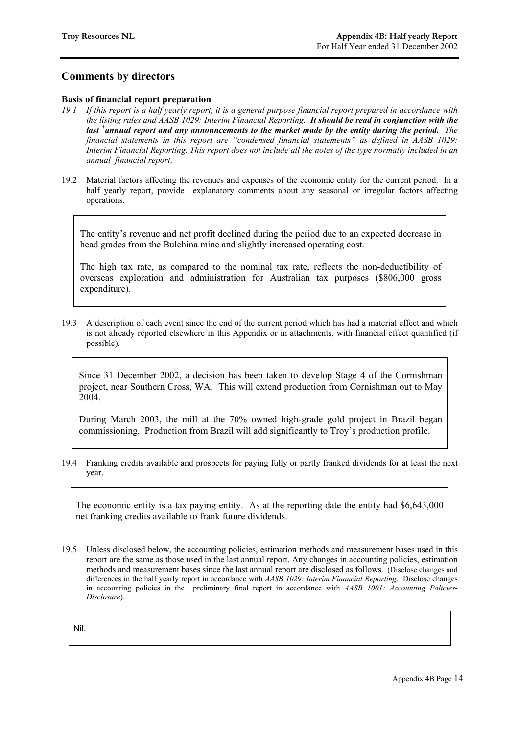## Comments by directors

### Basis of financial report preparation

*19.1 If this report is a half yearly report, it is a general purpose financial report prepared in accordance with the listing rules and AASB 1029: Interim Financial Reporting.* ***It should be read in conjunction with the last +annual report and any announcements to the market made by the entity during the period.*** *The financial statements in this report are "condensed financial statements" as defined in AASB 1029: Interim Financial Reporting. This report does not include all the notes of the type normally included in an annual financial report.*

19.2 Material factors affecting the revenues and expenses of the economic entity for the current period. In a half yearly report, provide explanatory comments about any seasonal or irregular factors affecting operations.

> The entity's revenue and net profit declined during the period due to an expected decrease in head grades from the Bulchina mine and slightly increased operating cost.
>
> The high tax rate, as compared to the nominal tax rate, reflects the non-deductibility of overseas exploration and administration for Australian tax purposes ($806,000 gross expenditure).

19.3 A description of each event since the end of the current period which has had a material effect and which is not already reported elsewhere in this Appendix or in attachments, with financial effect quantified (if possible).

> Since 31 December 2002, a decision has been taken to develop Stage 4 of the Cornishman project, near Southern Cross, WA. This will extend production from Cornishman out to May 2004.
>
> During March 2003, the mill at the 70% owned high-grade gold project in Brazil began commissioning. Production from Brazil will add significantly to Troy's production profile.

19.4 Franking credits available and prospects for paying fully or partly franked dividends for at least the next year.

> The economic entity is a tax paying entity. As at the reporting date the entity had $6,643,000 net franking credits available to frank future dividends.

19.5 Unless disclosed below, the accounting policies, estimation methods and measurement bases used in this report are the same as those used in the last annual report. Any changes in accounting policies, estimation methods and measurement bases since the last annual report are disclosed as follows. (Disclose changes and differences in the half yearly report in accordance with *AASB 1029: Interim Financial Reporting*. Disclose changes in accounting policies in the preliminary final report in accordance with *AASB 1001: Accounting Policies-Disclosure*).

> Nil.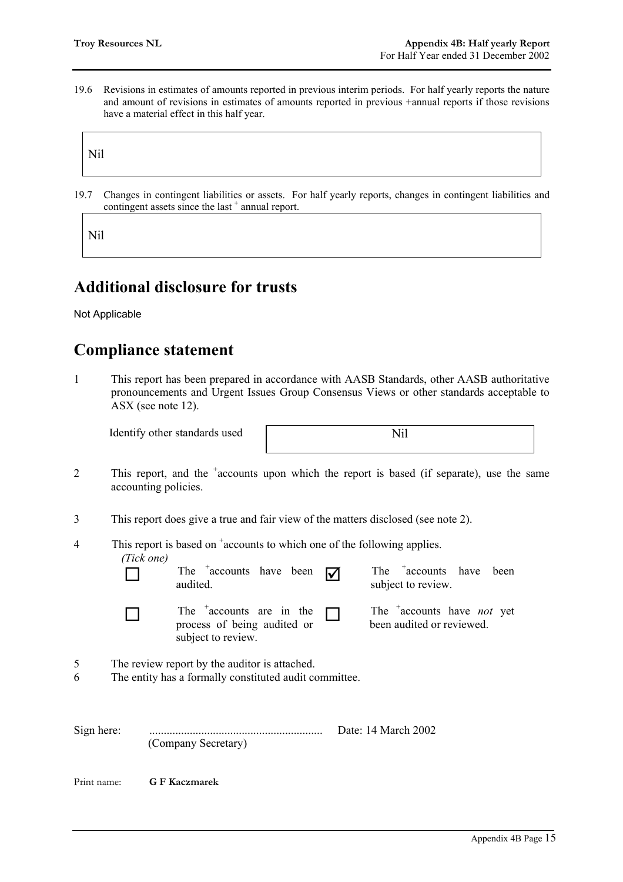19.6 Revisions in estimates of amounts reported in previous interim periods. For half yearly reports the nature and amount of revisions in estimates of amounts reported in previous +annual reports if those revisions have a material effect in this half year.

| Nil |
|---|

19.7 Changes in contingent liabilities or assets. For half yearly reports, changes in contingent liabilities and contingent assets since the last + annual report.

| Nil |
|---|

## Additional disclosure for trusts

Not Applicable

## Compliance statement

1 This report has been prepared in accordance with AASB Standards, other AASB authoritative pronouncements and Urgent Issues Group Consensus Views or other standards acceptable to ASX (see note 12).

| Identify other standards used | Nil |
|---|---|

2 This report, and the +accounts upon which the report is based (if separate), use the same accounting policies.

3 This report does give a true and fair view of the matters disclosed (see note 2).

4 This report is based on +accounts to which one of the following applies.
*(Tick one)*

| | | | |
|---|---|---|---|
| ☐ | The +accounts have been audited. | ☑ | The +accounts have been subject to review. |
| ☐ | The +accounts are in the process of being audited or subject to review. | ☐ | The +accounts have *not* yet been audited or reviewed. |

5 The review report by the auditor is attached.

6 The entity has a formally constituted audit committee.

Sign here: ............................................................ Date: 14 March 2002
(Company Secretary)

Print name: **G F Kaczmarek**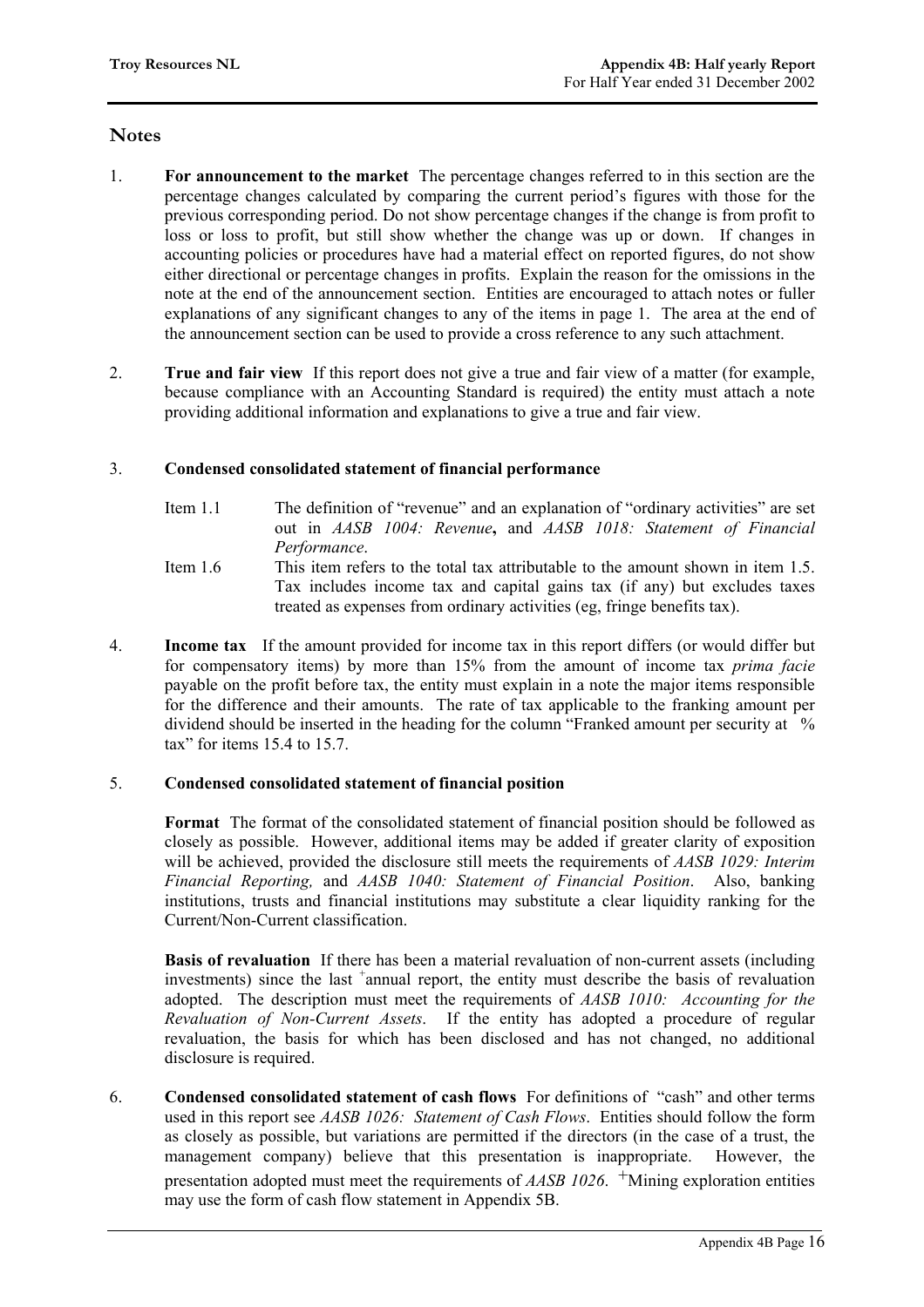# Notes

1. **For announcement to the market** The percentage changes referred to in this section are the percentage changes calculated by comparing the current period's figures with those for the previous corresponding period. Do not show percentage changes if the change is from profit to loss or loss to profit, but still show whether the change was up or down. If changes in accounting policies or procedures have had a material effect on reported figures, do not show either directional or percentage changes in profits. Explain the reason for the omissions in the note at the end of the announcement section. Entities are encouraged to attach notes or fuller explanations of any significant changes to any of the items in page 1. The area at the end of the announcement section can be used to provide a cross reference to any such attachment.

2. **True and fair view** If this report does not give a true and fair view of a matter (for example, because compliance with an Accounting Standard is required) the entity must attach a note providing additional information and explanations to give a true and fair view.

3. **Condensed consolidated statement of financial performance**

   Item 1.1 The definition of "revenue" and an explanation of "ordinary activities" are set out in *AASB 1004: Revenue*, and *AASB 1018: Statement of Financial Performance*.

   Item 1.6 This item refers to the total tax attributable to the amount shown in item 1.5. Tax includes income tax and capital gains tax (if any) but excludes taxes treated as expenses from ordinary activities (eg, fringe benefits tax).

4. **Income tax** If the amount provided for income tax in this report differs (or would differ but for compensatory items) by more than 15% from the amount of income tax *prima facie* payable on the profit before tax, the entity must explain in a note the major items responsible for the difference and their amounts. The rate of tax applicable to the franking amount per dividend should be inserted in the heading for the column "Franked amount per security at % tax" for items 15.4 to 15.7.

5. **Condensed consolidated statement of financial position**

   **Format** The format of the consolidated statement of financial position should be followed as closely as possible. However, additional items may be added if greater clarity of exposition will be achieved, provided the disclosure still meets the requirements of *AASB 1029: Interim Financial Reporting,* and *AASB 1040: Statement of Financial Position*. Also, banking institutions, trusts and financial institutions may substitute a clear liquidity ranking for the Current/Non-Current classification.

   **Basis of revaluation** If there has been a material revaluation of non-current assets (including investments) since the last +annual report, the entity must describe the basis of revaluation adopted. The description must meet the requirements of *AASB 1010: Accounting for the Revaluation of Non-Current Assets*. If the entity has adopted a procedure of regular revaluation, the basis for which has been disclosed and has not changed, no additional disclosure is required.

6. **Condensed consolidated statement of cash flows** For definitions of "cash" and other terms used in this report see *AASB 1026: Statement of Cash Flows*. Entities should follow the form as closely as possible, but variations are permitted if the directors (in the case of a trust, the management company) believe that this presentation is inappropriate. However, the presentation adopted must meet the requirements of *AASB 1026*. +Mining exploration entities may use the form of cash flow statement in Appendix 5B.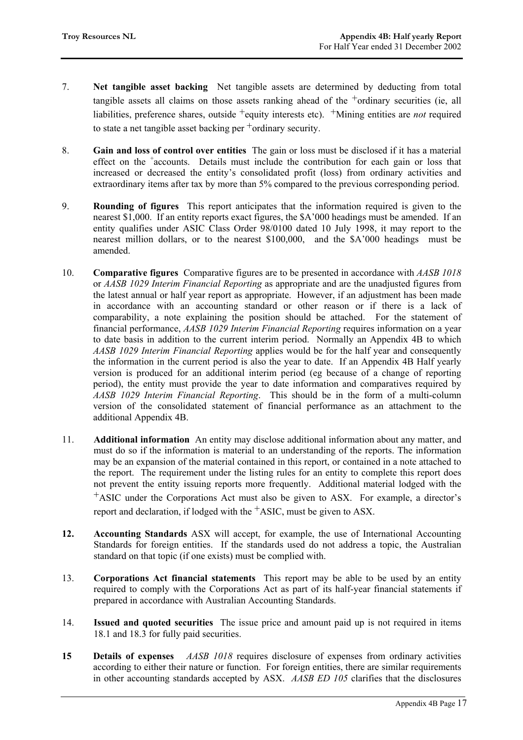7. **Net tangible asset backing** Net tangible assets are determined by deducting from total tangible assets all claims on those assets ranking ahead of the +ordinary securities (ie, all liabilities, preference shares, outside +equity interests etc). +Mining entities are *not* required to state a net tangible asset backing per +ordinary security.

8. **Gain and loss of control over entities** The gain or loss must be disclosed if it has a material effect on the +accounts. Details must include the contribution for each gain or loss that increased or decreased the entity's consolidated profit (loss) from ordinary activities and extraordinary items after tax by more than 5% compared to the previous corresponding period.

9. **Rounding of figures** This report anticipates that the information required is given to the nearest $1,000. If an entity reports exact figures, the $A'000 headings must be amended. If an entity qualifies under ASIC Class Order 98/0100 dated 10 July 1998, it may report to the nearest million dollars, or to the nearest $100,000, and the $A'000 headings must be amended.

10. **Comparative figures** Comparative figures are to be presented in accordance with *AASB 1018* or *AASB 1029 Interim Financial Reporting* as appropriate and are the unadjusted figures from the latest annual or half year report as appropriate. However, if an adjustment has been made in accordance with an accounting standard or other reason or if there is a lack of comparability, a note explaining the position should be attached. For the statement of financial performance, *AASB 1029 Interim Financial Reporting* requires information on a year to date basis in addition to the current interim period. Normally an Appendix 4B to which *AASB 1029 Interim Financial Reporting* applies would be for the half year and consequently the information in the current period is also the year to date. If an Appendix 4B Half yearly version is produced for an additional interim period (eg because of a change of reporting period), the entity must provide the year to date information and comparatives required by *AASB 1029 Interim Financial Reporting*. This should be in the form of a multi-column version of the consolidated statement of financial performance as an attachment to the additional Appendix 4B.

11. **Additional information** An entity may disclose additional information about any matter, and must do so if the information is material to an understanding of the reports. The information may be an expansion of the material contained in this report, or contained in a note attached to the report. The requirement under the listing rules for an entity to complete this report does not prevent the entity issuing reports more frequently. Additional material lodged with the +ASIC under the Corporations Act must also be given to ASX. For example, a director's report and declaration, if lodged with the +ASIC, must be given to ASX.

**12.** **Accounting Standards** ASX will accept, for example, the use of International Accounting Standards for foreign entities. If the standards used do not address a topic, the Australian standard on that topic (if one exists) must be complied with.

13. **Corporations Act financial statements** This report may be able to be used by an entity required to comply with the Corporations Act as part of its half-year financial statements if prepared in accordance with Australian Accounting Standards.

14. **Issued and quoted securities** The issue price and amount paid up is not required in items 18.1 and 18.3 for fully paid securities.

**15** **Details of expenses** *AASB 1018* requires disclosure of expenses from ordinary activities according to either their nature or function. For foreign entities, there are similar requirements in other accounting standards accepted by ASX. *AASB ED 105* clarifies that the disclosures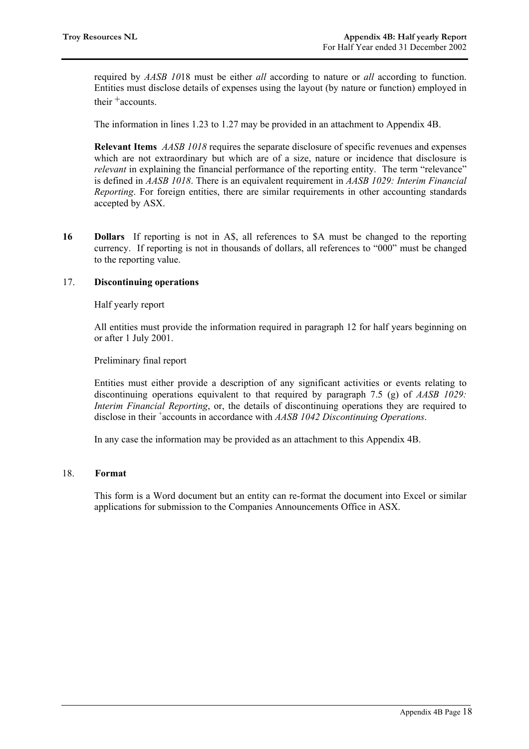required by *AASB 10*18 must be either *all* according to nature or *all* according to function. Entities must disclose details of expenses using the layout (by nature or function) employed in their +accounts.

The information in lines 1.23 to 1.27 may be provided in an attachment to Appendix 4B.

**Relevant Items** *AASB 1018* requires the separate disclosure of specific revenues and expenses which are not extraordinary but which are of a size, nature or incidence that disclosure is *relevant* in explaining the financial performance of the reporting entity. The term "relevance" is defined in *AASB 1018*. There is an equivalent requirement in *AASB 1029: Interim Financial Reporting*. For foreign entities, there are similar requirements in other accounting standards accepted by ASX.

**16 Dollars** If reporting is not in A$, all references to $A must be changed to the reporting currency. If reporting is not in thousands of dollars, all references to "000" must be changed to the reporting value.

17. **Discontinuing operations**

Half yearly report

All entities must provide the information required in paragraph 12 for half years beginning on or after 1 July 2001.

Preliminary final report

Entities must either provide a description of any significant activities or events relating to discontinuing operations equivalent to that required by paragraph 7.5 (g) of *AASB 1029: Interim Financial Reporting*, or, the details of discontinuing operations they are required to disclose in their +accounts in accordance with *AASB 1042 Discontinuing Operations*.

In any case the information may be provided as an attachment to this Appendix 4B.

18. **Format**

This form is a Word document but an entity can re-format the document into Excel or similar applications for submission to the Companies Announcements Office in ASX.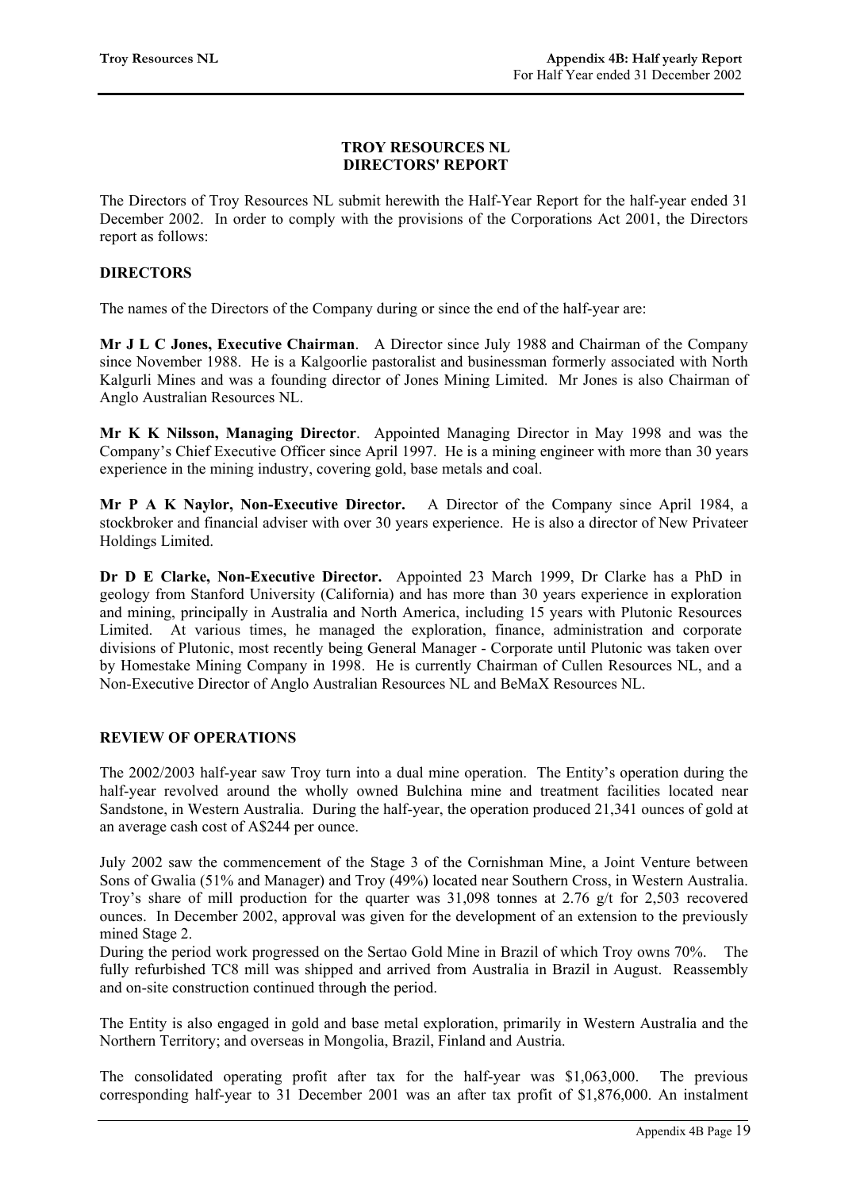## TROY RESOURCES NL
## DIRECTORS' REPORT

The Directors of Troy Resources NL submit herewith the Half-Year Report for the half-year ended 31 December 2002. In order to comply with the provisions of the Corporations Act 2001, the Directors report as follows:

### DIRECTORS

The names of the Directors of the Company during or since the end of the half-year are:

**Mr J L C Jones, Executive Chairman**. A Director since July 1988 and Chairman of the Company since November 1988. He is a Kalgoorlie pastoralist and businessman formerly associated with North Kalgurli Mines and was a founding director of Jones Mining Limited. Mr Jones is also Chairman of Anglo Australian Resources NL.

**Mr K K Nilsson, Managing Director**. Appointed Managing Director in May 1998 and was the Company's Chief Executive Officer since April 1997. He is a mining engineer with more than 30 years experience in the mining industry, covering gold, base metals and coal.

**Mr P A K Naylor, Non-Executive Director.** A Director of the Company since April 1984, a stockbroker and financial adviser with over 30 years experience. He is also a director of New Privateer Holdings Limited.

**Dr D E Clarke, Non-Executive Director.** Appointed 23 March 1999, Dr Clarke has a PhD in geology from Stanford University (California) and has more than 30 years experience in exploration and mining, principally in Australia and North America, including 15 years with Plutonic Resources Limited. At various times, he managed the exploration, finance, administration and corporate divisions of Plutonic, most recently being General Manager - Corporate until Plutonic was taken over by Homestake Mining Company in 1998. He is currently Chairman of Cullen Resources NL, and a Non-Executive Director of Anglo Australian Resources NL and BeMaX Resources NL.

### REVIEW OF OPERATIONS

The 2002/2003 half-year saw Troy turn into a dual mine operation. The Entity's operation during the half-year revolved around the wholly owned Bulchina mine and treatment facilities located near Sandstone, in Western Australia. During the half-year, the operation produced 21,341 ounces of gold at an average cash cost of A$244 per ounce.

July 2002 saw the commencement of the Stage 3 of the Cornishman Mine, a Joint Venture between Sons of Gwalia (51% and Manager) and Troy (49%) located near Southern Cross, in Western Australia. Troy's share of mill production for the quarter was 31,098 tonnes at 2.76 g/t for 2,503 recovered ounces. In December 2002, approval was given for the development of an extension to the previously mined Stage 2.
During the period work progressed on the Sertao Gold Mine in Brazil of which Troy owns 70%. The fully refurbished TC8 mill was shipped and arrived from Australia in Brazil in August. Reassembly and on-site construction continued through the period.

The Entity is also engaged in gold and base metal exploration, primarily in Western Australia and the Northern Territory; and overseas in Mongolia, Brazil, Finland and Austria.

The consolidated operating profit after tax for the half-year was $1,063,000. The previous corresponding half-year to 31 December 2001 was an after tax profit of $1,876,000. An instalment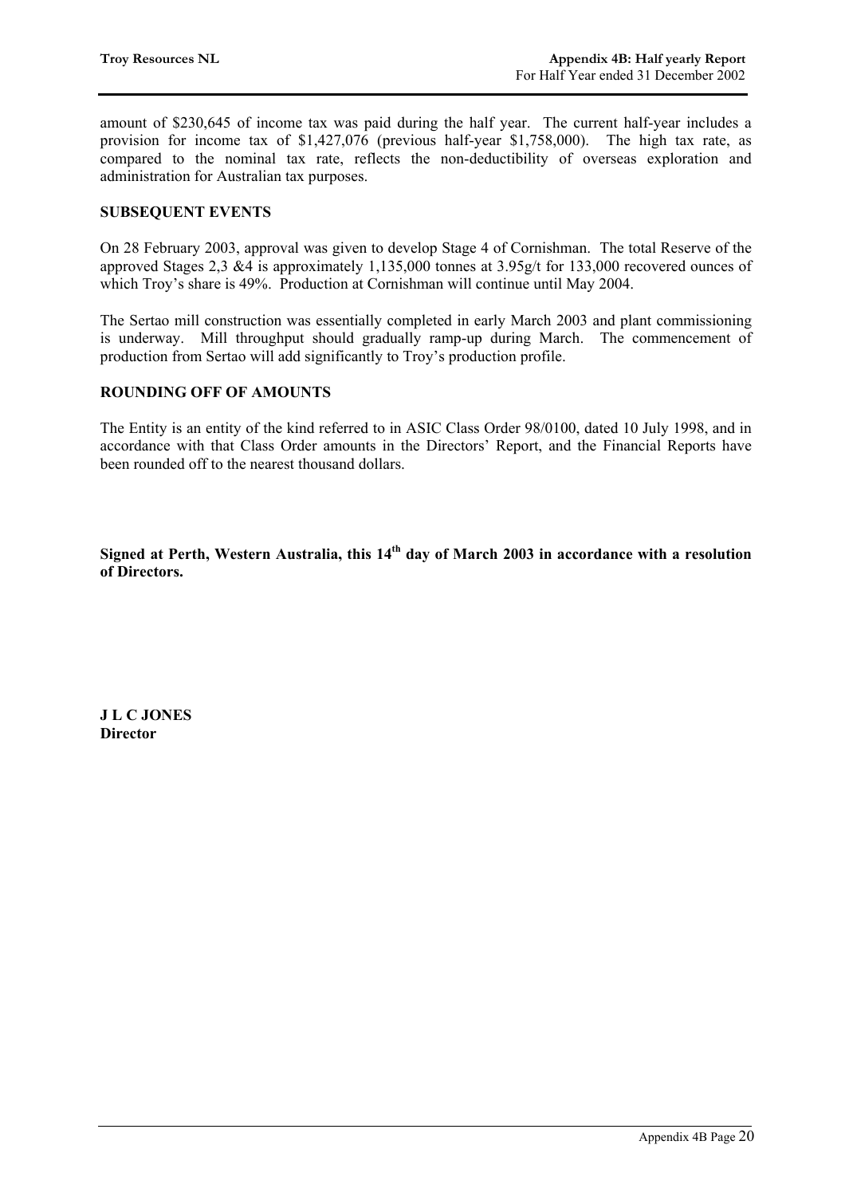amount of $230,645 of income tax was paid during the half year. The current half-year includes a provision for income tax of $1,427,076 (previous half-year $1,758,000). The high tax rate, as compared to the nominal tax rate, reflects the non-deductibility of overseas exploration and administration for Australian tax purposes.

## SUBSEQUENT EVENTS

On 28 February 2003, approval was given to develop Stage 4 of Cornishman. The total Reserve of the approved Stages 2,3 &4 is approximately 1,135,000 tonnes at 3.95g/t for 133,000 recovered ounces of which Troy's share is 49%. Production at Cornishman will continue until May 2004.

The Sertao mill construction was essentially completed in early March 2003 and plant commissioning is underway. Mill throughput should gradually ramp-up during March. The commencement of production from Sertao will add significantly to Troy's production profile.

## ROUNDING OFF OF AMOUNTS

The Entity is an entity of the kind referred to in ASIC Class Order 98/0100, dated 10 July 1998, and in accordance with that Class Order amounts in the Directors' Report, and the Financial Reports have been rounded off to the nearest thousand dollars.

**Signed at Perth, Western Australia, this 14th day of March 2003 in accordance with a resolution of Directors.**

**J L C JONES**
**Director**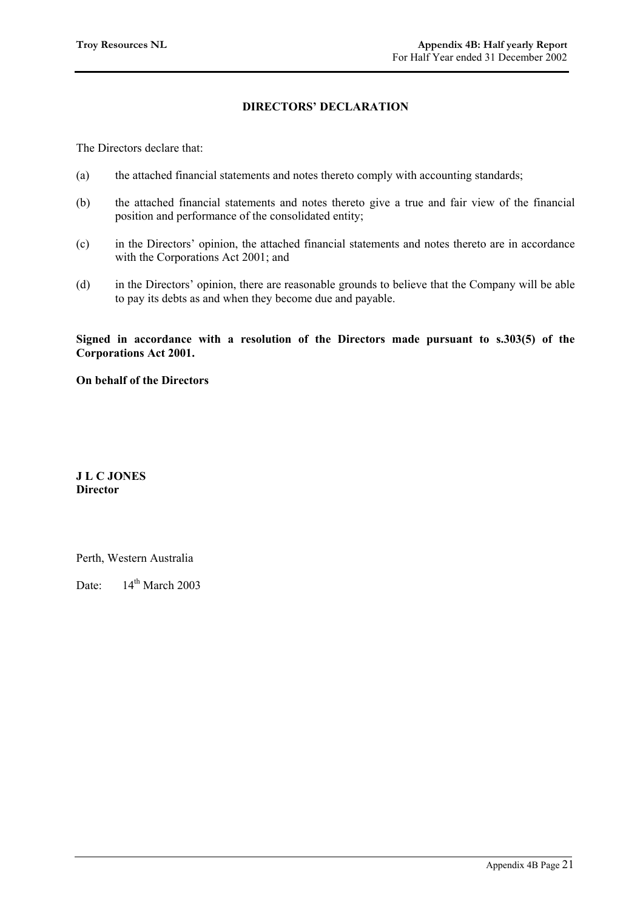## DIRECTORS' DECLARATION

The Directors declare that:

(a) the attached financial statements and notes thereto comply with accounting standards;

(b) the attached financial statements and notes thereto give a true and fair view of the financial position and performance of the consolidated entity;

(c) in the Directors' opinion, the attached financial statements and notes thereto are in accordance with the Corporations Act 2001; and

(d) in the Directors' opinion, there are reasonable grounds to believe that the Company will be able to pay its debts as and when they become due and payable.

**Signed in accordance with a resolution of the Directors made pursuant to s.303(5) of the Corporations Act 2001.**

**On behalf of the Directors**

**J L C JONES**
**Director**

Perth, Western Australia

Date: 14th March 2003